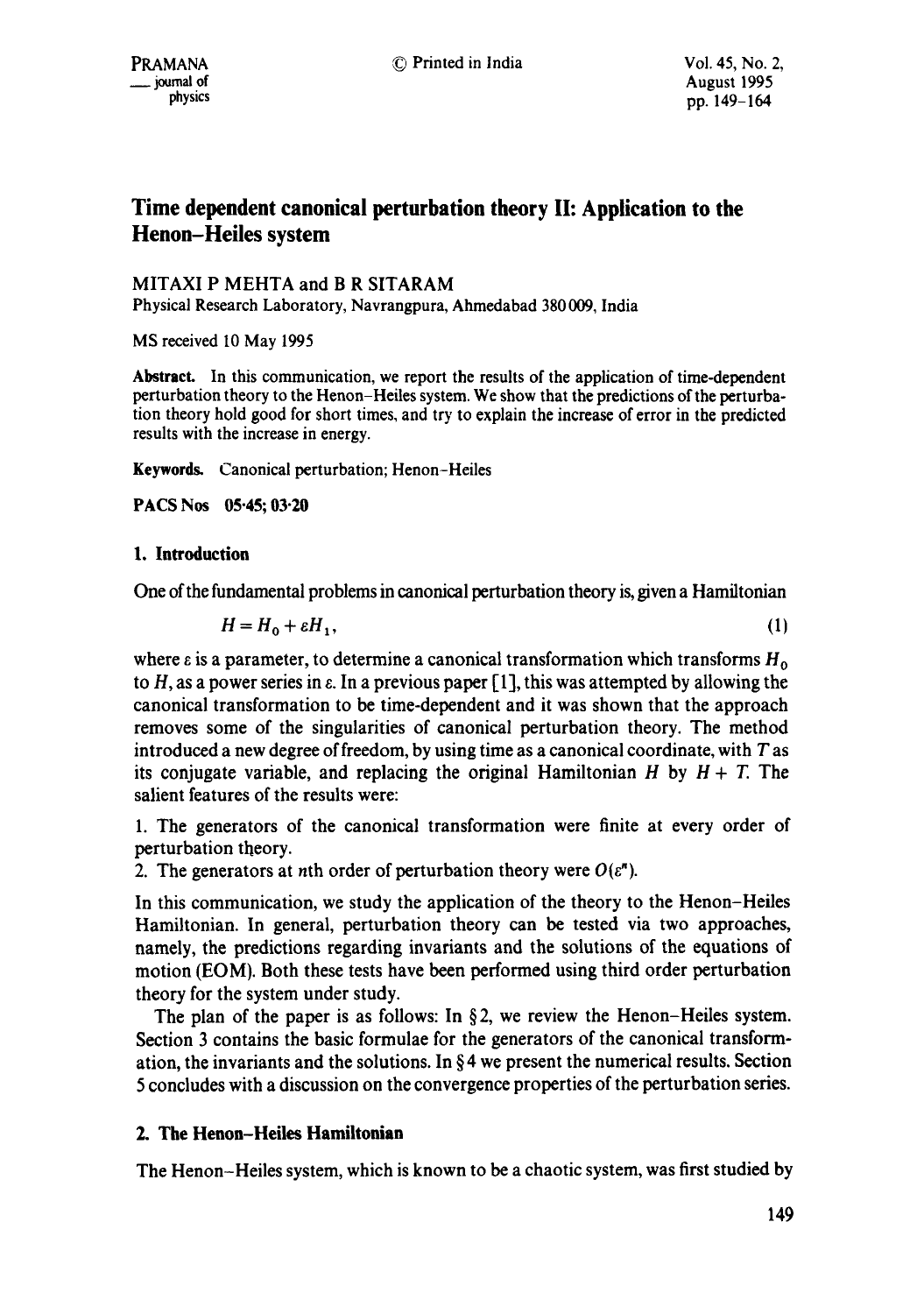# Time dependent canonical perturbation theory II: Application to the Henon–Heiles system

MITAXI P MEHTA and B R SITARAM
Physical Research Laboratory, Navrangpura, Ahmedabad 380009, India

MS received 10 May 1995

**Abstract.** In this communication, we report the results of the application of time-dependent perturbation theory to the Henon–Heiles system. We show that the predictions of the perturbation theory hold good for short times, and try to explain the increase of error in the predicted results with the increase in energy.

**Keywords.** Canonical perturbation; Henon–Heiles

**PACS Nos** 05·45; 03·20

## 1. Introduction

One of the fundamental problems in canonical perturbation theory is, given a Hamiltonian

$$H = H_0 + \varepsilon H_1, \tag{1}$$

where $\varepsilon$ is a parameter, to determine a canonical transformation which transforms $H_0$ to $H$, as a power series in $\varepsilon$. In a previous paper [1], this was attempted by allowing the canonical transformation to be time-dependent and it was shown that the approach removes some of the singularities of canonical perturbation theory. The method introduced a new degree of freedom, by using time as a canonical coordinate, with $T$ as its conjugate variable, and replacing the original Hamiltonian $H$ by $H + T$. The salient features of the results were:

1. The generators of the canonical transformation were finite at every order of perturbation theory.
2. The generators at $n$th order of perturbation theory were $O(\varepsilon^n)$.

In this communication, we study the application of the theory to the Henon–Heiles Hamiltonian. In general, perturbation theory can be tested via two approaches, namely, the predictions regarding invariants and the solutions of the equations of motion (EOM). Both these tests have been performed using third order perturbation theory for the system under study.

The plan of the paper is as follows: In §2, we review the Henon–Heiles system. Section 3 contains the basic formulae for the generators of the canonical transformation, the invariants and the solutions. In §4 we present the numerical results. Section 5 concludes with a discussion on the convergence properties of the perturbation series.

## 2. The Henon–Heiles Hamiltonian

The Henon–Heiles system, which is known to be a chaotic system, was first studied by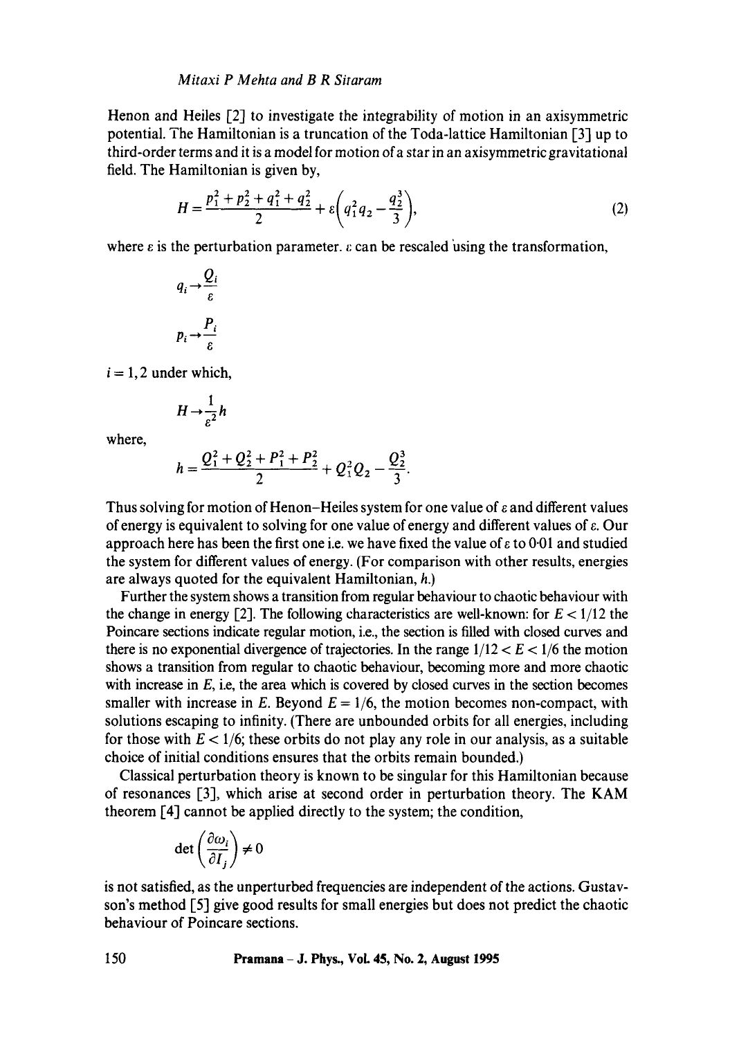Henon and Heiles [2] to investigate the integrability of motion in an axisymmetric potential. The Hamiltonian is a truncation of the Toda-lattice Hamiltonian [3] up to third-order terms and it is a model for motion of a star in an axisymmetric gravitational field. The Hamiltonian is given by,

$$H = \frac{p_1^2 + p_2^2 + q_1^2 + q_2^2}{2} + \varepsilon\left(q_1^2 q_2 - \frac{q_2^3}{3}\right), \tag{2}$$

where $\varepsilon$ is the perturbation parameter. $\varepsilon$ can be rescaled using the transformation,

$$q_i \rightarrow \frac{Q_i}{\varepsilon}$$

$$p_i \rightarrow \frac{P_i}{\varepsilon}$$

$i = 1, 2$ under which,

$$H \rightarrow \frac{1}{\varepsilon^2} h$$

where,

$$h = \frac{Q_1^2 + Q_2^2 + P_1^2 + P_2^2}{2} + Q_1^2 Q_2 - \frac{Q_2^3}{3}.$$

Thus solving for motion of Henon–Heiles system for one value of $\varepsilon$ and different values of energy is equivalent to solving for one value of energy and different values of $\varepsilon$. Our approach here has been the first one i.e. we have fixed the value of $\varepsilon$ to 0·01 and studied the system for different values of energy. (For comparison with other results, energies are always quoted for the equivalent Hamiltonian, $h$.)

Further the system shows a transition from regular behaviour to chaotic behaviour with the change in energy [2]. The following characteristics are well-known: for $E < 1/12$ the Poincare sections indicate regular motion, i.e., the section is filled with closed curves and there is no exponential divergence of trajectories. In the range $1/12 < E < 1/6$ the motion shows a transition from regular to chaotic behaviour, becoming more and more chaotic with increase in $E$, i.e, the area which is covered by closed curves in the section becomes smaller with increase in $E$. Beyond $E = 1/6$, the motion becomes non-compact, with solutions escaping to infinity. (There are unbounded orbits for all energies, including for those with $E < 1/6$; these orbits do not play any role in our analysis, as a suitable choice of initial conditions ensures that the orbits remain bounded.)

Classical perturbation theory is known to be singular for this Hamiltonian because of resonances [3], which arise at second order in perturbation theory. The KAM theorem [4] cannot be applied directly to the system; the condition,

$$\det\left(\frac{\partial \omega_i}{\partial I_j}\right) \neq 0$$

is not satisfied, as the unperturbed frequencies are independent of the actions. Gustavson's method [5] give good results for small energies but does not predict the chaotic behaviour of Poincare sections.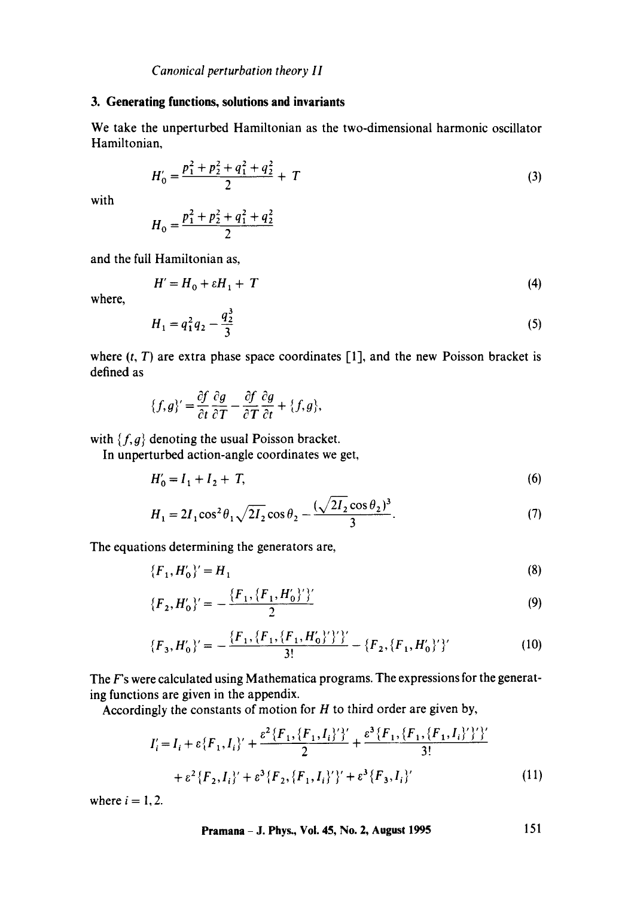## 3. Generating functions, solutions and invariants

We take the unperturbed Hamiltonian as the two-dimensional harmonic oscillator Hamiltonian,

$$H_0' = \frac{p_1^2 + p_2^2 + q_1^2 + q_2^2}{2} + T \tag{3}$$

with

$$H_0 = \frac{p_1^2 + p_2^2 + q_1^2 + q_2^2}{2}$$

and the full Hamiltonian as,

$$H' = H_0 + \varepsilon H_1 + T \tag{4}$$

where,

$$H_1 = q_1^2 q_2 - \frac{q_2^3}{3} \tag{5}$$

where $(t, T)$ are extra phase space coordinates [1], and the new Poisson bracket is defined as

$$\{f, g\}' = \frac{\partial f}{\partial t}\frac{\partial g}{\partial T} - \frac{\partial f}{\partial T}\frac{\partial g}{\partial t} + \{f, g\},$$

with $\{f, g\}$ denoting the usual Poisson bracket.

In unperturbed action-angle coordinates we get,

$$H_0' = I_1 + I_2 + T, \tag{6}$$

$$H_1 = 2I_1 \cos^2\theta_1 \sqrt{2I_2}\cos\theta_2 - \frac{(\sqrt{2I_2}\cos\theta_2)^3}{3}. \tag{7}$$

The equations determining the generators are,

$$\{F_1, H_0'\}' = H_1 \tag{8}$$

$$\{F_2, H_0'\}' = -\frac{\{F_1, \{F_1, H_0'\}'\}'}{2} \tag{9}$$

$$\{F_3, H_0'\}' = -\frac{\{F_1, \{F_1, \{F_1, H_0'\}'\}'\}'}{3!} - \{F_2, \{F_1, H_0'\}'\}' \tag{10}$$

The $F$'s were calculated using Mathematica programs. The expressions for the generating functions are given in the appendix.

Accordingly the constants of motion for $H$ to third order are given by,

$$\begin{aligned}
I_i' = I_i &+ \varepsilon\{F_1, I_i\}' + \frac{\varepsilon^2\{F_1, \{F_1, I_i\}'\}'}{2} + \frac{\varepsilon^3\{F_1, \{F_1, \{F_1, I_i\}'\}'\}'}{3!} \\
&+ \varepsilon^2\{F_2, I_i\}' + \varepsilon^3\{F_2, \{F_1, I_i\}'\}' + \varepsilon^3\{F_3, I_i\}'
\end{aligned} \tag{11}$$

where $i = 1, 2$.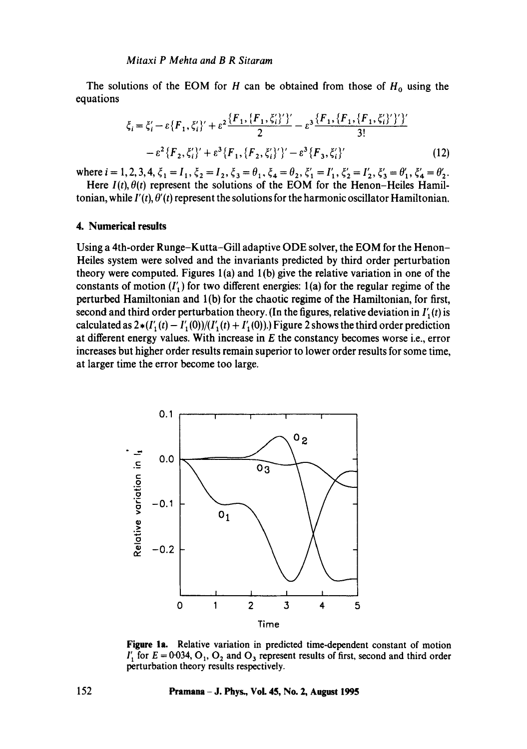The solutions of the EOM for $H$ can be obtained from those of $H_0$ using the equations

$$
\begin{aligned}
\xi_i = \xi_i' - \varepsilon\{F_1, \xi_i'\}' + \varepsilon^2 \frac{\{F_1, \{F_1, \xi_i'\}'\}'}{2} - \varepsilon^3 \frac{\{F_1, \{F_1, \{F_1, \xi_i'\}'\}'\}'}{3!} \\
- \varepsilon^2 \{F_2, \xi_i'\}' + \varepsilon^3 \{F_1, \{F_2, \xi_i'\}'\}' - \varepsilon^3 \{F_3, \xi_i'\}'
\end{aligned}
\tag{12}
$$

where $i = 1, 2, 3, 4$, $\xi_1 = I_1$, $\xi_2 = I_2$, $\xi_3 = \theta_1$, $\xi_4 = \theta_2$, $\xi_1' = I_1'$, $\xi_2' = I_2'$, $\xi_3' = \theta_1'$, $\xi_4' = \theta_2'$.

Here $I(t), \theta(t)$ represent the solutions of the EOM for the Henon–Heiles Hamiltonian, while $I'(t), \theta'(t)$ represent the solutions for the harmonic oscillator Hamiltonian.

## 4. Numerical results

Using a 4th-order Runge–Kutta–Gill adaptive ODE solver, the EOM for the Henon–Heiles system were solved and the invariants predicted by third order perturbation theory were computed. Figures 1(a) and 1(b) give the relative variation in one of the constants of motion ($I_1'$) for two different energies: 1(a) for the regular regime of the perturbed Hamiltonian and 1(b) for the chaotic regime of the Hamiltonian, for first, second and third order perturbation theory. (In the figures, relative deviation in $I_1'(t)$ is calculated as $2*(I_1'(t) - I_1'(0))/(I_1'(t) + I_1'(0))$.) Figure 2 shows the third order prediction at different energy values. With increase in $E$ the constancy becomes worse i.e., error increases but higher order results remain superior to lower order results for some time, at larger time the error become too large.

**Figure 1a.** Relative variation in predicted time-dependent constant of motion $I_1'$ for $E = 0{\cdot}034$, $O_1$, $O_2$ and $O_3$ represent results of first, second and third order perturbation theory results respectively.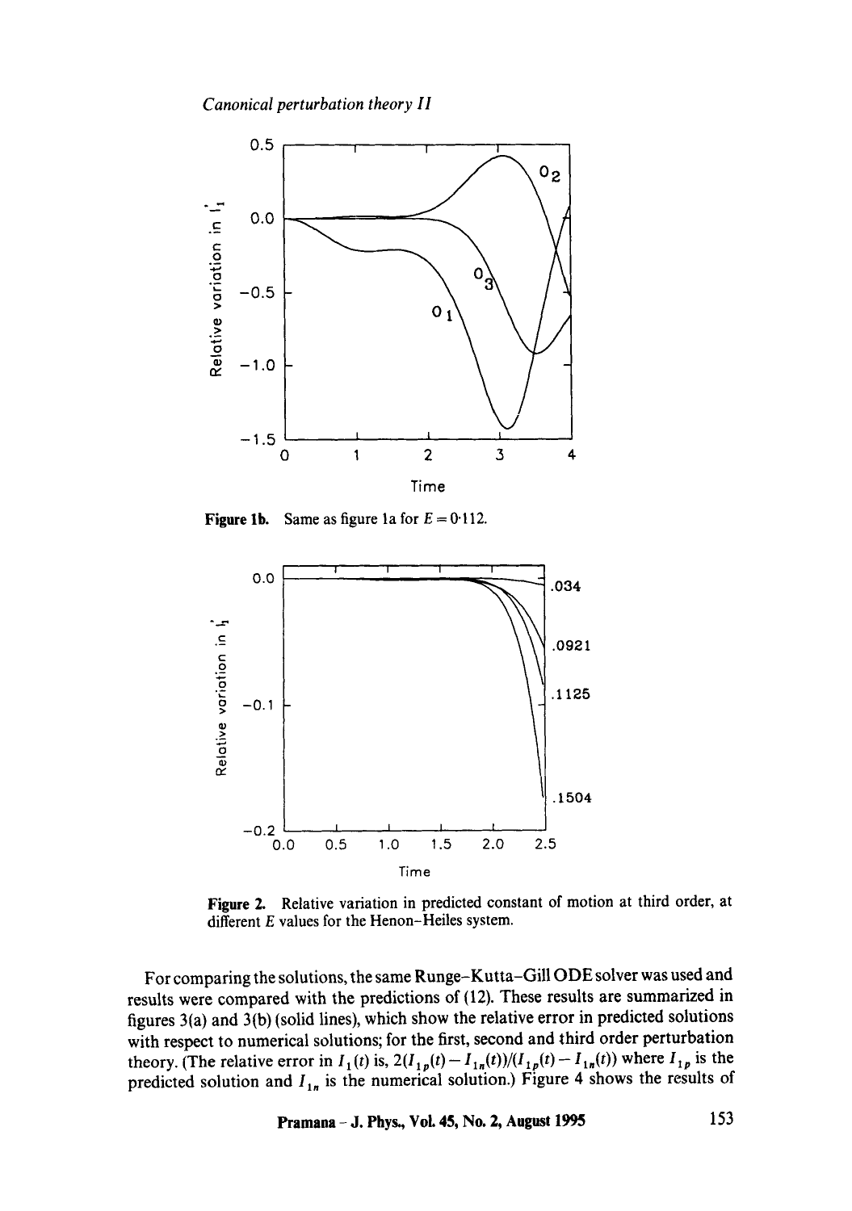Figure 1b. Same as figure 1a for $E = 0{\cdot}112$.

Figure 2. Relative variation in predicted constant of motion at third order, at different $E$ values for the Henon–Heiles system.

For comparing the solutions, the same Runge–Kutta–Gill ODE solver was used and results were compared with the predictions of (12). These results are summarized in figures 3(a) and 3(b) (solid lines), which show the relative error in predicted solutions with respect to numerical solutions; for the first, second and third order perturbation theory. (The relative error in $I_1(t)$ is, $2(I_{1p}(t) - I_{1n}(t))/(I_{1p}(t) - I_{1n}(t))$ where $I_{1p}$ is the predicted solution and $I_{1n}$ is the numerical solution.) Figure 4 shows the results of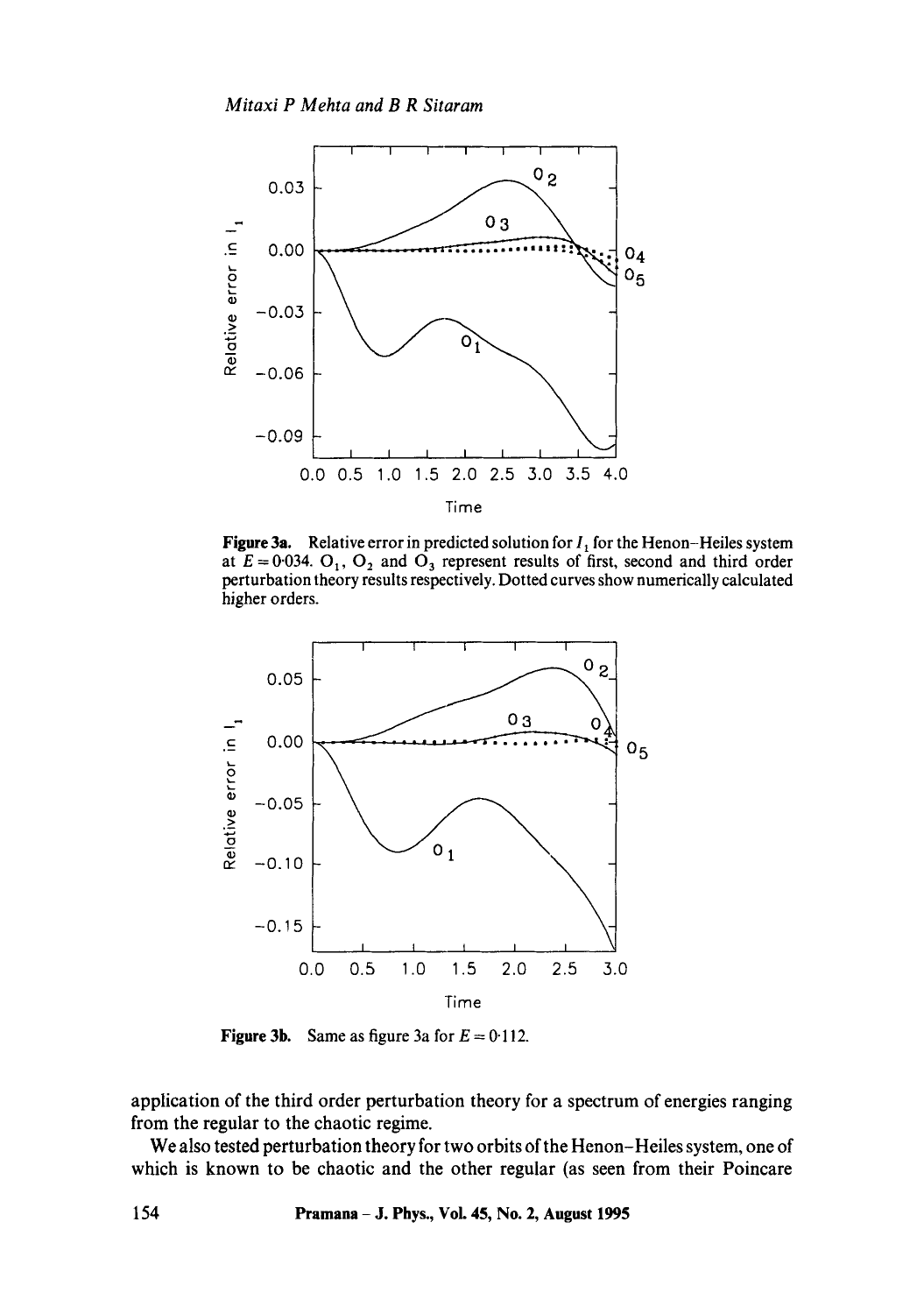**Figure 3a.** Relative error in predicted solution for $I_1$ for the Henon–Heiles system at $E = 0{\cdot}034$. $O_1$, $O_2$ and $O_3$ represent results of first, second and third order perturbation theory results respectively. Dotted curves show numerically calculated higher orders.

**Figure 3b.** Same as figure 3a for $E = 0{\cdot}112$.

application of the third order perturbation theory for a spectrum of energies ranging from the regular to the chaotic regime.

We also tested perturbation theory for two orbits of the Henon–Heiles system, one of which is known to be chaotic and the other regular (as seen from their Poincare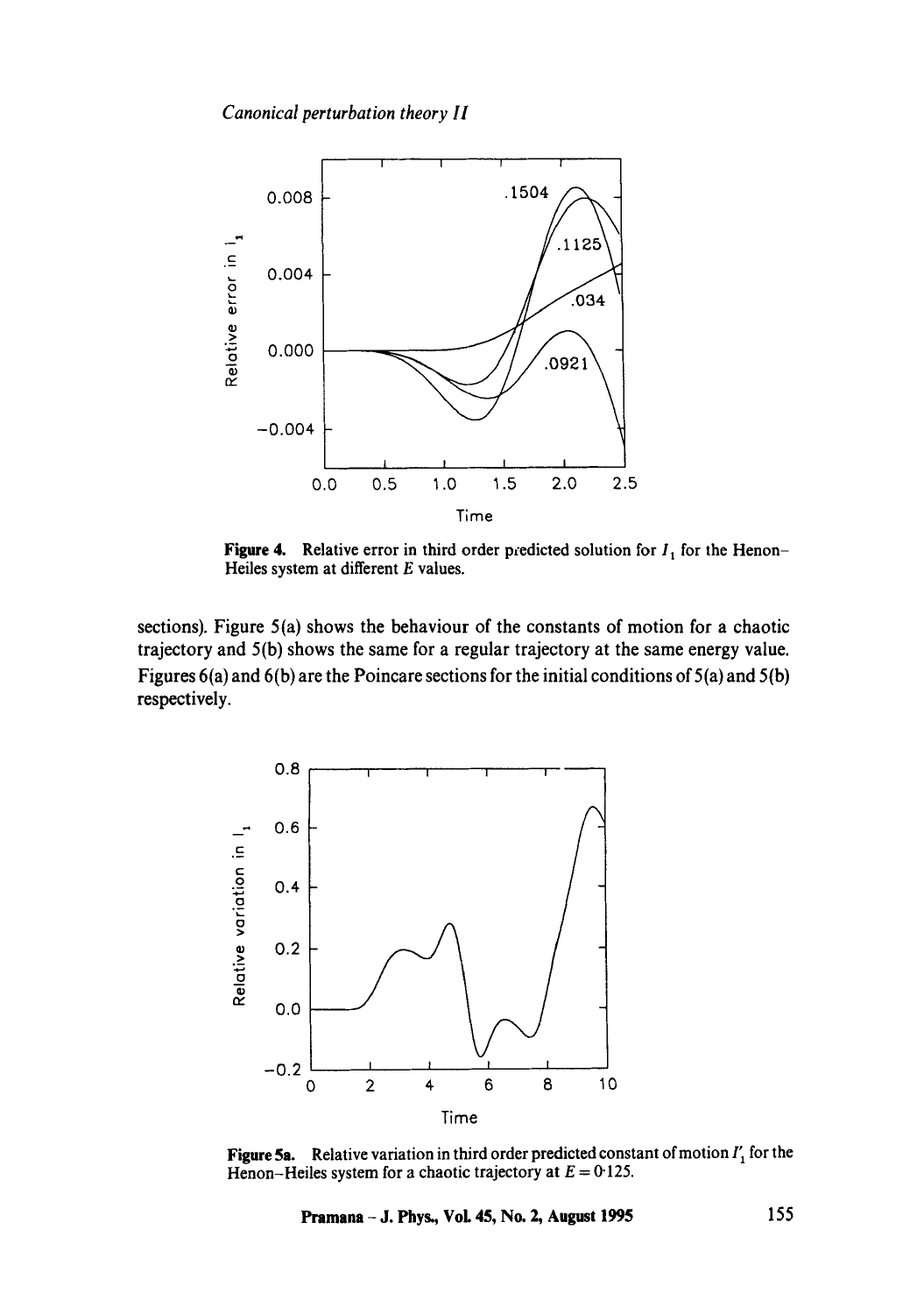**Figure 4.** Relative error in third order predicted solution for $I_1$ for the Henon–Heiles system at different $E$ values.

sections). Figure 5(a) shows the behaviour of the constants of motion for a chaotic trajectory and 5(b) shows the same for a regular trajectory at the same energy value. Figures 6(a) and 6(b) are the Poincare sections for the initial conditions of 5(a) and 5(b) respectively.

**Figure 5a.** Relative variation in third order predicted constant of motion $I_1'$ for the Henon–Heiles system for a chaotic trajectory at $E = 0{\cdot}125$.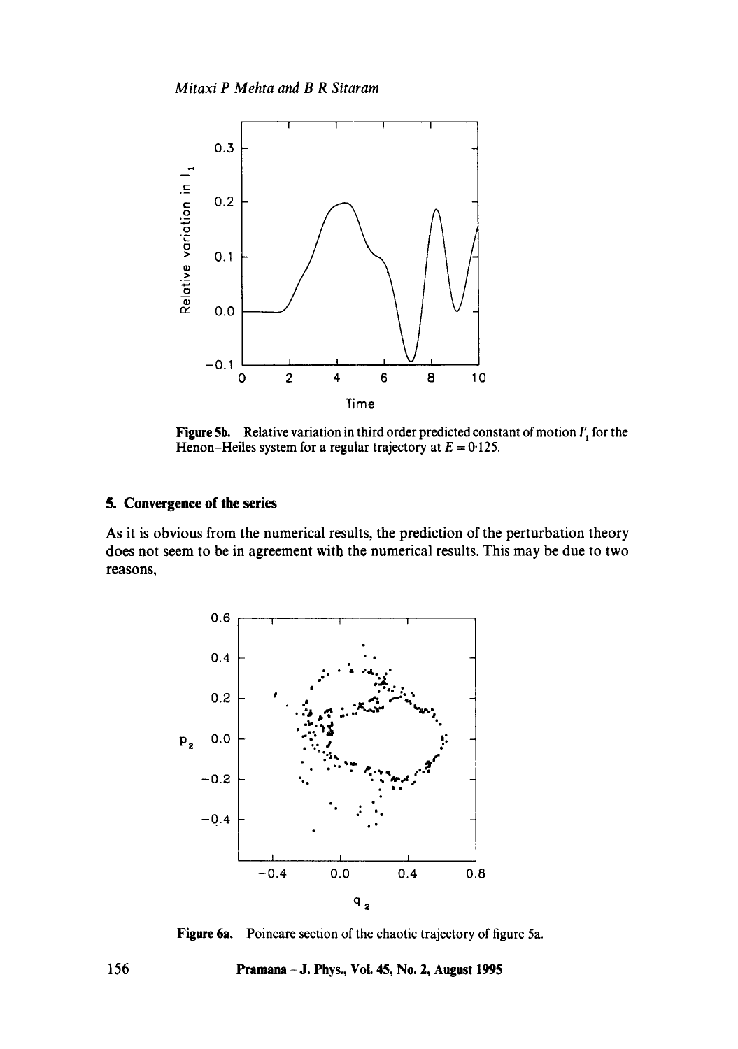Figure 5b. Relative variation in third order predicted constant of motion $I'_1$ for the Henon–Heiles system for a regular trajectory at $E = 0.125$.

## 5. Convergence of the series

As it is obvious from the numerical results, the prediction of the perturbation theory does not seem to be in agreement with the numerical results. This may be due to two reasons,

Figure 6a. Poincare section of the chaotic trajectory of figure 5a.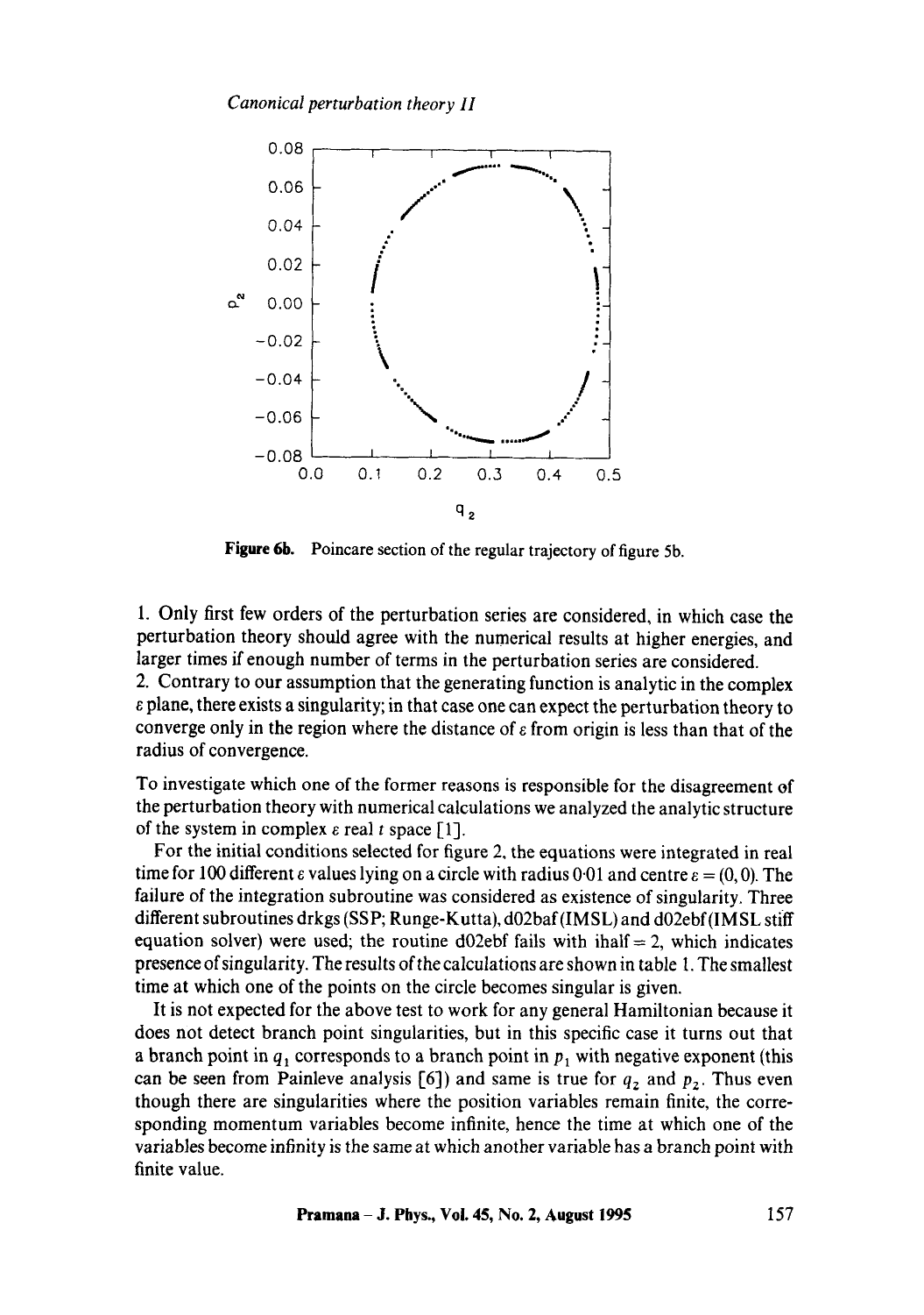**Figure 6b.** Poincare section of the regular trajectory of figure 5b.

1. Only first few orders of the perturbation series are considered, in which case the perturbation theory should agree with the numerical results at higher energies, and larger times if enough number of terms in the perturbation series are considered.
2. Contrary to our assumption that the generating function is analytic in the complex $\varepsilon$ plane, there exists a singularity; in that case one can expect the perturbation theory to converge only in the region where the distance of $\varepsilon$ from origin is less than that of the radius of convergence.

To investigate which one of the former reasons is responsible for the disagreement of the perturbation theory with numerical calculations we analyzed the analytic structure of the system in complex $\varepsilon$ real $t$ space [1].

For the initial conditions selected for figure 2, the equations were integrated in real time for 100 different $\varepsilon$ values lying on a circle with radius 0·01 and centre $\varepsilon = (0, 0)$. The failure of the integration subroutine was considered as existence of singularity. Three different subroutines drkgs (SSP; Runge-Kutta), d02baf (IMSL) and d02ebf (IMSL stiff equation solver) were used; the routine d02ebf fails with ihalf = 2, which indicates presence of singularity. The results of the calculations are shown in table 1. The smallest time at which one of the points on the circle becomes singular is given.

It is not expected for the above test to work for any general Hamiltonian because it does not detect branch point singularities, but in this specific case it turns out that a branch point in $q_1$ corresponds to a branch point in $p_1$ with negative exponent (this can be seen from Painleve analysis [6]) and same is true for $q_2$ and $p_2$. Thus even though there are singularities where the position variables remain finite, the corresponding momentum variables become infinite, hence the time at which one of the variables become infinity is the same at which another variable has a branch point with finite value.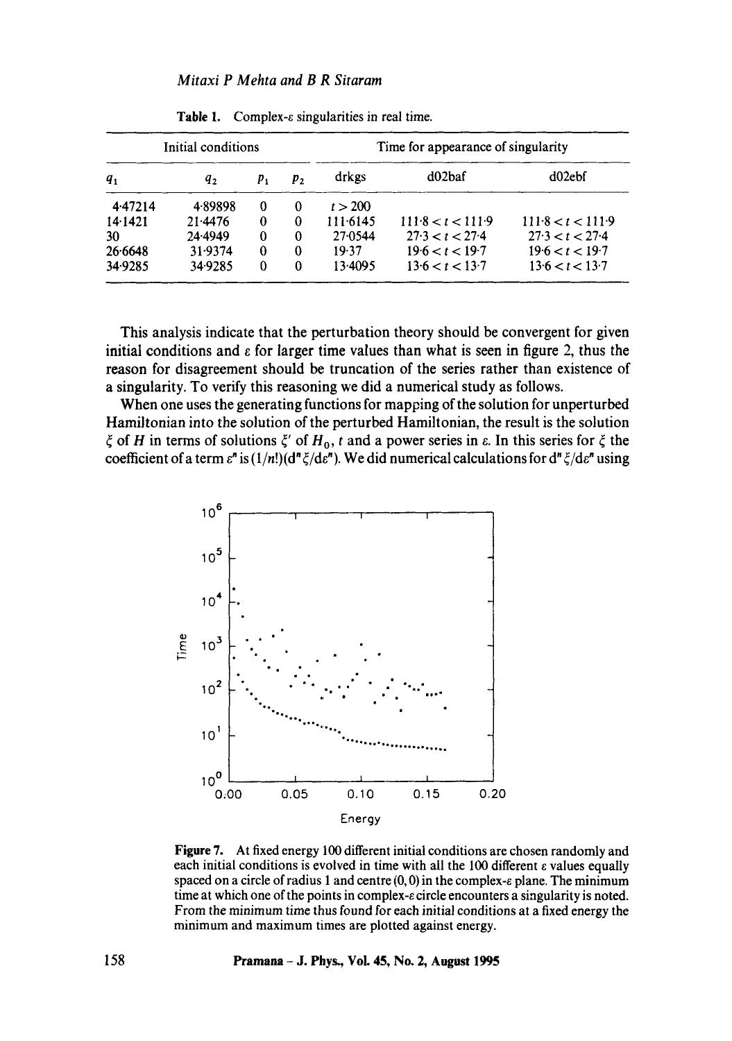**Table 1.** Complex-$\varepsilon$ singularities in real time.

| Initial conditions | | | | Time for appearance of singularity | | |
|---|---|---|---|---|---|---|
| $q_1$ | $q_2$ | $p_1$ | $p_2$ | drkgs | d02baf | d02ebf |
| 4·47214 | 4·89898 | 0 | 0 | $t > 200$ | | |
| 14·1421 | 21·4476 | 0 | 0 | 111·6145 | $111{\cdot}8 < t < 111{\cdot}9$ | $111{\cdot}8 < t < 111{\cdot}9$ |
| 30 | 24·4949 | 0 | 0 | 27·0544 | $27{\cdot}3 < t < 27{\cdot}4$ | $27{\cdot}3 < t < 27{\cdot}4$ |
| 26·6648 | 31·9374 | 0 | 0 | 19·37 | $19{\cdot}6 < t < 19{\cdot}7$ | $19{\cdot}6 < t < 19{\cdot}7$ |
| 34·9285 | 34·9285 | 0 | 0 | 13·4095 | $13{\cdot}6 < t < 13{\cdot}7$ | $13{\cdot}6 < t < 13{\cdot}7$ |

This analysis indicate that the perturbation theory should be convergent for given initial conditions and $\varepsilon$ for larger time values than what is seen in figure 2, thus the reason for disagreement should be truncation of the series rather than existence of a singularity. To verify this reasoning we did a numerical study as follows.

When one uses the generating functions for mapping of the solution for unperturbed Hamiltonian into the solution of the perturbed Hamiltonian, the result is the solution $\xi$ of $H$ in terms of solutions $\xi'$ of $H_0$, $t$ and a power series in $\varepsilon$. In this series for $\xi$ the coefficient of a term $\varepsilon^n$ is $(1/n!)(\mathrm{d}^n\xi/\mathrm{d}\varepsilon^n)$. We did numerical calculations for $\mathrm{d}^n\xi/\mathrm{d}\varepsilon^n$ using

**Figure 7.** At fixed energy 100 different initial conditions are chosen randomly and each initial conditions is evolved in time with all the 100 different $\varepsilon$ values equally spaced on a circle of radius 1 and centre (0, 0) in the complex-$\varepsilon$ plane. The minimum time at which one of the points in complex-$\varepsilon$ circle encounters a singularity is noted. From the minimum time thus found for each initial conditions at a fixed energy the minimum and maximum times are plotted against energy.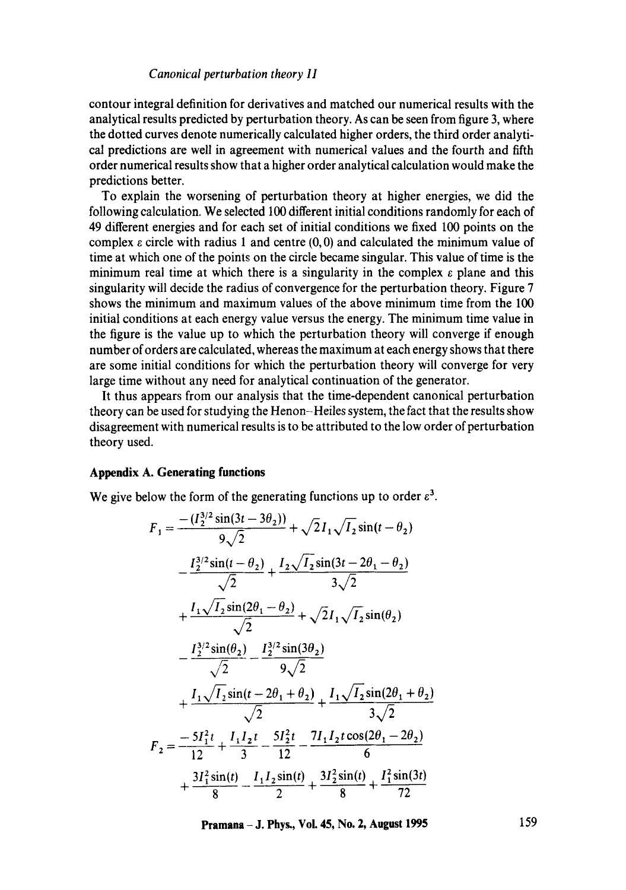contour integral definition for derivatives and matched our numerical results with the analytical results predicted by perturbation theory. As can be seen from figure 3, where the dotted curves denote numerically calculated higher orders, the third order analytical predictions are well in agreement with numerical values and the fourth and fifth order numerical results show that a higher order analytical calculation would make the predictions better.

To explain the worsening of perturbation theory at higher energies, we did the following calculation. We selected 100 different initial conditions randomly for each of 49 different energies and for each set of initial conditions we fixed 100 points on the complex $\varepsilon$ circle with radius 1 and centre (0, 0) and calculated the minimum value of time at which one of the points on the circle became singular. This value of time is the minimum real time at which there is a singularity in the complex $\varepsilon$ plane and this singularity will decide the radius of convergence for the perturbation theory. Figure 7 shows the minimum and maximum values of the above minimum time from the 100 initial conditions at each energy value versus the energy. The minimum time value in the figure is the value up to which the perturbation theory will converge if enough number of orders are calculated, whereas the maximum at each energy shows that there are some initial conditions for which the perturbation theory will converge for very large time without any need for analytical continuation of the generator.

It thus appears from our analysis that the time-dependent canonical perturbation theory can be used for studying the Henon–Heiles system, the fact that the results show disagreement with numerical results is to be attributed to the low order of perturbation theory used.

## Appendix A. Generating functions

We give below the form of the generating functions up to order $\varepsilon^3$.

$$
\begin{aligned}
F_1 = {} & \frac{-(I_2^{3/2}\sin(3t-3\theta_2))}{9\sqrt{2}} + \sqrt{2}I_1\sqrt{I_2}\sin(t-\theta_2) \\
& - \frac{I_2^{3/2}\sin(t-\theta_2)}{\sqrt{2}} + \frac{I_2\sqrt{I_2}\sin(3t-2\theta_1-\theta_2)}{3\sqrt{2}} \\
& + \frac{I_1\sqrt{I_2}\sin(2\theta_1-\theta_2)}{\sqrt{2}} + \sqrt{2}I_1\sqrt{I_2}\sin(\theta_2) \\
& - \frac{I_2^{3/2}\sin(\theta_2)}{\sqrt{2}} - \frac{I_2^{3/2}\sin(3\theta_2)}{9\sqrt{2}} \\
& + \frac{I_1\sqrt{I_2}\sin(t-2\theta_1+\theta_2)}{\sqrt{2}} + \frac{I_1\sqrt{I_2}\sin(2\theta_1+\theta_2)}{3\sqrt{2}}
\end{aligned}
$$

$$
\begin{aligned}
F_2 = {} & \frac{-5I_1^2 t}{12} + \frac{I_1 I_2 t}{3} - \frac{5I_2^2 t}{12} - \frac{7I_1 I_2 t\cos(2\theta_1-2\theta_2)}{6} \\
& + \frac{3I_1^2\sin(t)}{8} - \frac{I_1 I_2\sin(t)}{2} + \frac{3I_2^2\sin(t)}{8} + \frac{I_1^2\sin(3t)}{72}
\end{aligned}
$$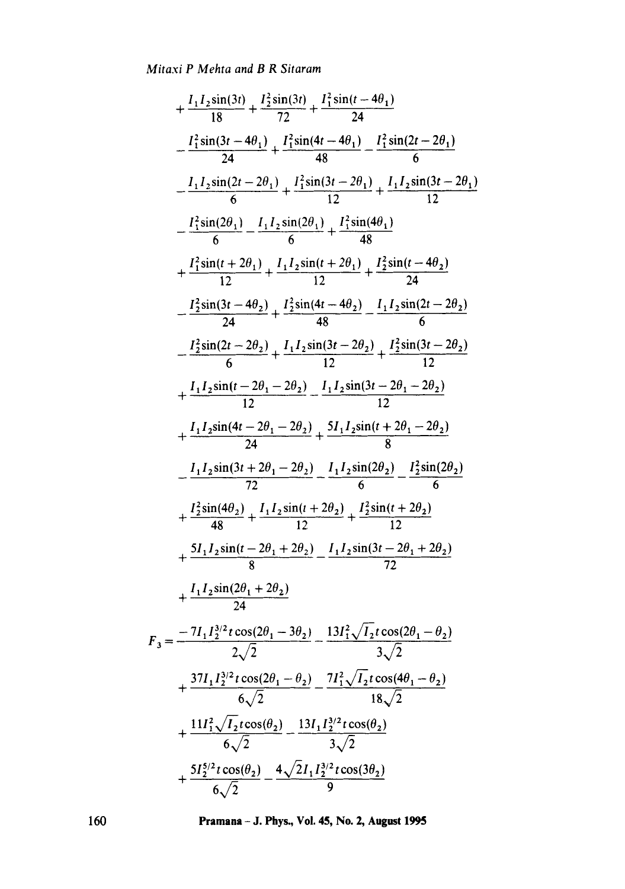$$
\begin{aligned}
&+\frac{I_1 I_2 \sin(3t)}{18}+\frac{I_2^2 \sin(3t)}{72}+\frac{I_1^2 \sin(t-4\theta_1)}{24}\\
&-\frac{I_1^2 \sin(3t-4\theta_1)}{24}+\frac{I_1^2 \sin(4t-4\theta_1)}{48}-\frac{I_1^2 \sin(2t-2\theta_1)}{6}\\
&-\frac{I_1 I_2 \sin(2t-2\theta_1)}{6}+\frac{I_1^2 \sin(3t-2\theta_1)}{12}+\frac{I_1 I_2 \sin(3t-2\theta_1)}{12}\\
&-\frac{I_1^2 \sin(2\theta_1)}{6}-\frac{I_1 I_2 \sin(2\theta_1)}{6}+\frac{I_1^2 \sin(4\theta_1)}{48}\\
&+\frac{I_1^2 \sin(t+2\theta_1)}{12}+\frac{I_1 I_2 \sin(t+2\theta_1)}{12}+\frac{I_2^2 \sin(t-4\theta_2)}{24}\\
&-\frac{I_2^2 \sin(3t-4\theta_2)}{24}+\frac{I_2^2 \sin(4t-4\theta_2)}{48}-\frac{I_1 I_2 \sin(2t-2\theta_2)}{6}\\
&-\frac{I_2^2 \sin(2t-2\theta_2)}{6}+\frac{I_1 I_2 \sin(3t-2\theta_2)}{12}+\frac{I_2^2 \sin(3t-2\theta_2)}{12}\\
&+\frac{I_1 I_2 \sin(t-2\theta_1-2\theta_2)}{12}-\frac{I_1 I_2 \sin(3t-2\theta_1-2\theta_2)}{12}\\
&+\frac{I_1 I_2 \sin(4t-2\theta_1-2\theta_2)}{24}+\frac{5 I_1 I_2 \sin(t+2\theta_1-2\theta_2)}{8}\\
&-\frac{I_1 I_2 \sin(3t+2\theta_1-2\theta_2)}{72}-\frac{I_1 I_2 \sin(2\theta_2)}{6}-\frac{I_2^2 \sin(2\theta_2)}{6}\\
&+\frac{I_2^2 \sin(4\theta_2)}{48}+\frac{I_1 I_2 \sin(t+2\theta_2)}{12}+\frac{I_2^2 \sin(t+2\theta_2)}{12}\\
&+\frac{5 I_1 I_2 \sin(t-2\theta_1+2\theta_2)}{8}-\frac{I_1 I_2 \sin(3t-2\theta_1+2\theta_2)}{72}\\
&+\frac{I_1 I_2 \sin(2\theta_1+2\theta_2)}{24}
\end{aligned}
$$

$$
\begin{aligned}
F_3 = &\frac{-7 I_1 I_2^{3/2} t \cos(2\theta_1-3\theta_2)}{2\sqrt{2}}-\frac{13 I_1^2 \sqrt{I_2}\, t \cos(2\theta_1-\theta_2)}{3\sqrt{2}}\\
&+\frac{37 I_1 I_2^{3/2} t \cos(2\theta_1-\theta_2)}{6\sqrt{2}}-\frac{7 I_1^2 \sqrt{I_2}\, t \cos(4\theta_1-\theta_2)}{18\sqrt{2}}\\
&+\frac{11 I_1^2 \sqrt{I_2}\, t \cos(\theta_2)}{6\sqrt{2}}-\frac{13 I_1 I_2^{3/2} t \cos(\theta_2)}{3\sqrt{2}}\\
&+\frac{5 I_2^{5/2} t \cos(\theta_2)}{6\sqrt{2}}-\frac{4\sqrt{2} I_1 I_2^{3/2} t \cos(3\theta_2)}{9}
\end{aligned}
$$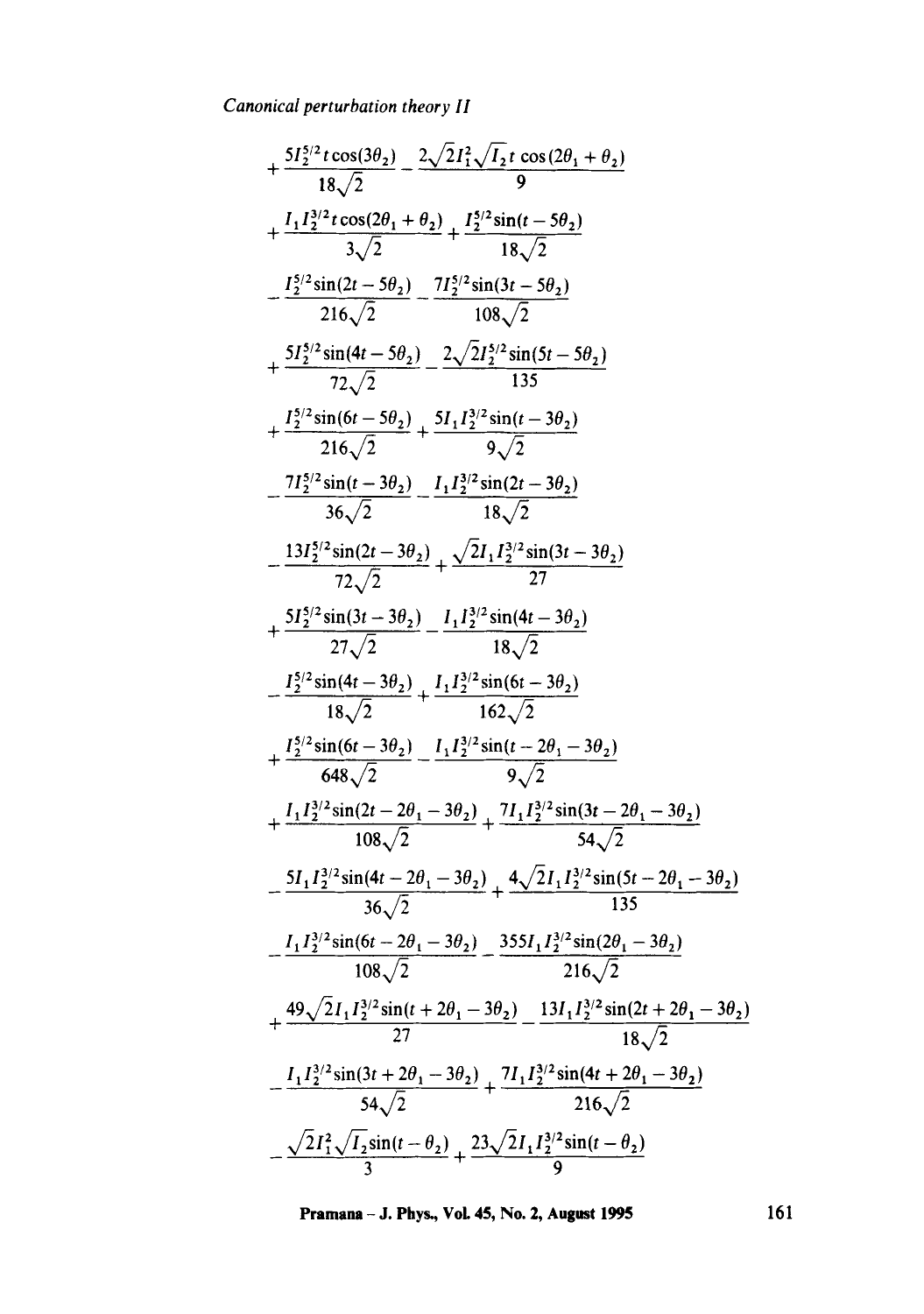$$
\begin{aligned}
&+\frac{5I_2^{5/2}t\cos(3\theta_2)}{18\sqrt{2}}-\frac{2\sqrt{2}I_1^2\sqrt{I_2}t\cos(2\theta_1+\theta_2)}{9}\\
&+\frac{I_1I_2^{3/2}t\cos(2\theta_1+\theta_2)}{3\sqrt{2}}+\frac{I_2^{5/2}\sin(t-5\theta_2)}{18\sqrt{2}}\\
&-\frac{I_2^{5/2}\sin(2t-5\theta_2)}{216\sqrt{2}}-\frac{7I_2^{5/2}\sin(3t-5\theta_2)}{108\sqrt{2}}\\
&+\frac{5I_2^{5/2}\sin(4t-5\theta_2)}{72\sqrt{2}}-\frac{2\sqrt{2}I_2^{5/2}\sin(5t-5\theta_2)}{135}\\
&+\frac{I_2^{5/2}\sin(6t-5\theta_2)}{216\sqrt{2}}+\frac{5I_1I_2^{3/2}\sin(t-3\theta_2)}{9\sqrt{2}}\\
&-\frac{7I_2^{5/2}\sin(t-3\theta_2)}{36\sqrt{2}}-\frac{I_1I_2^{3/2}\sin(2t-3\theta_2)}{18\sqrt{2}}\\
&-\frac{13I_2^{5/2}\sin(2t-3\theta_2)}{72\sqrt{2}}+\frac{\sqrt{2}I_1I_2^{3/2}\sin(3t-3\theta_2)}{27}\\
&+\frac{5I_2^{5/2}\sin(3t-3\theta_2)}{27\sqrt{2}}-\frac{I_1I_2^{3/2}\sin(4t-3\theta_2)}{18\sqrt{2}}\\
&-\frac{I_2^{5/2}\sin(4t-3\theta_2)}{18\sqrt{2}}+\frac{I_1I_2^{3/2}\sin(6t-3\theta_2)}{162\sqrt{2}}\\
&+\frac{I_2^{5/2}\sin(6t-3\theta_2)}{648\sqrt{2}}-\frac{I_1I_2^{3/2}\sin(t-2\theta_1-3\theta_2)}{9\sqrt{2}}\\
&+\frac{I_1I_2^{3/2}\sin(2t-2\theta_1-3\theta_2)}{108\sqrt{2}}+\frac{7I_1I_2^{3/2}\sin(3t-2\theta_1-3\theta_2)}{54\sqrt{2}}\\
&-\frac{5I_1I_2^{3/2}\sin(4t-2\theta_1-3\theta_2)}{36\sqrt{2}}+\frac{4\sqrt{2}I_1I_2^{3/2}\sin(5t-2\theta_1-3\theta_2)}{135}\\
&-\frac{I_1I_2^{3/2}\sin(6t-2\theta_1-3\theta_2)}{108\sqrt{2}}-\frac{355I_1I_2^{3/2}\sin(2\theta_1-3\theta_2)}{216\sqrt{2}}\\
&+\frac{49\sqrt{2}I_1I_2^{3/2}\sin(t+2\theta_1-3\theta_2)}{27}-\frac{13I_1I_2^{3/2}\sin(2t+2\theta_1-3\theta_2)}{18\sqrt{2}}\\
&-\frac{I_1I_2^{3/2}\sin(3t+2\theta_1-3\theta_2)}{54\sqrt{2}}+\frac{7I_1I_2^{3/2}\sin(4t+2\theta_1-3\theta_2)}{216\sqrt{2}}\\
&-\frac{\sqrt{2}I_1^2\sqrt{I_2}\sin(t-\theta_2)}{3}+\frac{23\sqrt{2}I_1I_2^{3/2}\sin(t-\theta_2)}{9}
\end{aligned}
$$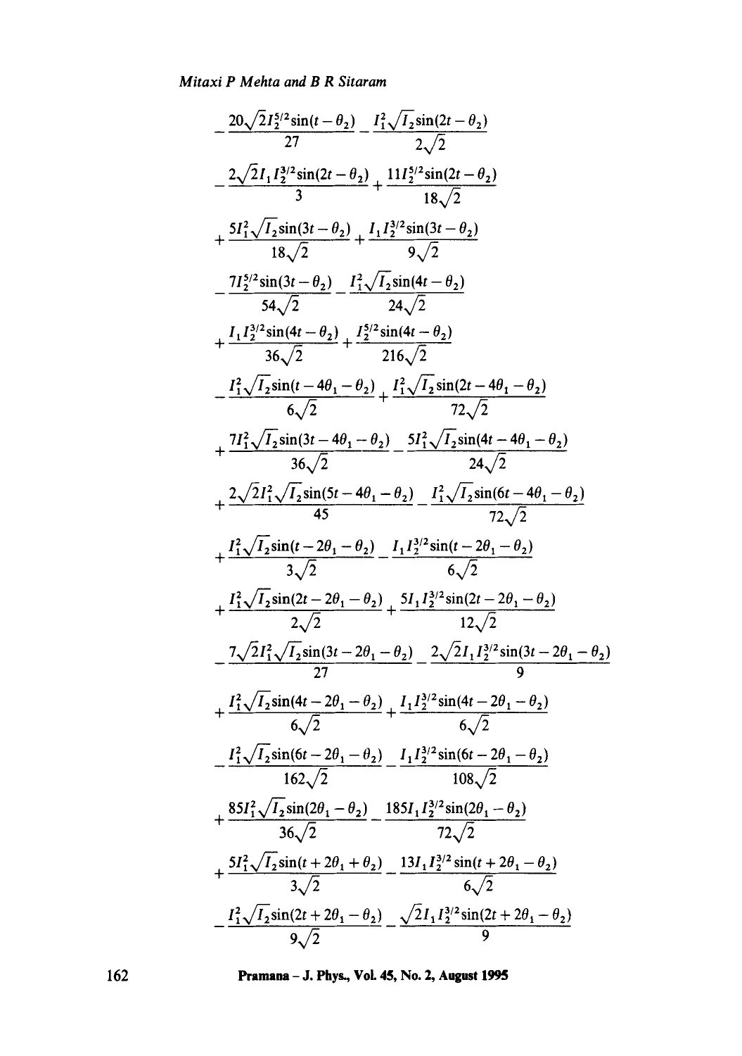$$
\begin{aligned}
&-\frac{20\sqrt{2}I_2^{5/2}\sin(t-\theta_2)}{27}-\frac{I_1^2\sqrt{I_2}\sin(2t-\theta_2)}{2\sqrt{2}}\\
&-\frac{2\sqrt{2}I_1I_2^{3/2}\sin(2t-\theta_2)}{3}+\frac{11I_2^{5/2}\sin(2t-\theta_2)}{18\sqrt{2}}\\
&+\frac{5I_1^2\sqrt{I_2}\sin(3t-\theta_2)}{18\sqrt{2}}+\frac{I_1I_2^{3/2}\sin(3t-\theta_2)}{9\sqrt{2}}\\
&-\frac{7I_2^{5/2}\sin(3t-\theta_2)}{54\sqrt{2}}-\frac{I_1^2\sqrt{I_2}\sin(4t-\theta_2)}{24\sqrt{2}}\\
&+\frac{I_1I_2^{3/2}\sin(4t-\theta_2)}{36\sqrt{2}}+\frac{I_2^{5/2}\sin(4t-\theta_2)}{216\sqrt{2}}\\
&-\frac{I_1^2\sqrt{I_2}\sin(t-4\theta_1-\theta_2)}{6\sqrt{2}}+\frac{I_1^2\sqrt{I_2}\sin(2t-4\theta_1-\theta_2)}{72\sqrt{2}}\\
&+\frac{7I_1^2\sqrt{I_2}\sin(3t-4\theta_1-\theta_2)}{36\sqrt{2}}-\frac{5I_1^2\sqrt{I_2}\sin(4t-4\theta_1-\theta_2)}{24\sqrt{2}}\\
&+\frac{2\sqrt{2}I_1^2\sqrt{I_2}\sin(5t-4\theta_1-\theta_2)}{45}-\frac{I_1^2\sqrt{I_2}\sin(6t-4\theta_1-\theta_2)}{72\sqrt{2}}\\
&+\frac{I_1^2\sqrt{I_2}\sin(t-2\theta_1-\theta_2)}{3\sqrt{2}}-\frac{I_1I_2^{3/2}\sin(t-2\theta_1-\theta_2)}{6\sqrt{2}}\\
&+\frac{I_1^2\sqrt{I_2}\sin(2t-2\theta_1-\theta_2)}{2\sqrt{2}}+\frac{5I_1I_2^{3/2}\sin(2t-2\theta_1-\theta_2)}{12\sqrt{2}}\\
&-\frac{7\sqrt{2}I_1^2\sqrt{I_2}\sin(3t-2\theta_1-\theta_2)}{27}-\frac{2\sqrt{2}I_1I_2^{3/2}\sin(3t-2\theta_1-\theta_2)}{9}\\
&+\frac{I_1^2\sqrt{I_2}\sin(4t-2\theta_1-\theta_2)}{6\sqrt{2}}+\frac{I_1I_2^{3/2}\sin(4t-2\theta_1-\theta_2)}{6\sqrt{2}}\\
&-\frac{I_1^2\sqrt{I_2}\sin(6t-2\theta_1-\theta_2)}{162\sqrt{2}}-\frac{I_1I_2^{3/2}\sin(6t-2\theta_1-\theta_2)}{108\sqrt{2}}\\
&+\frac{85I_1^2\sqrt{I_2}\sin(2\theta_1-\theta_2)}{36\sqrt{2}}-\frac{185I_1I_2^{3/2}\sin(2\theta_1-\theta_2)}{72\sqrt{2}}\\
&+\frac{5I_1^2\sqrt{I_2}\sin(t+2\theta_1+\theta_2)}{3\sqrt{2}}-\frac{13I_1I_2^{3/2}\sin(t+2\theta_1-\theta_2)}{6\sqrt{2}}\\
&-\frac{I_1^2\sqrt{I_2}\sin(2t+2\theta_1-\theta_2)}{9\sqrt{2}}-\frac{\sqrt{2}I_1I_2^{3/2}\sin(2t+2\theta_1-\theta_2)}{9}
\end{aligned}
$$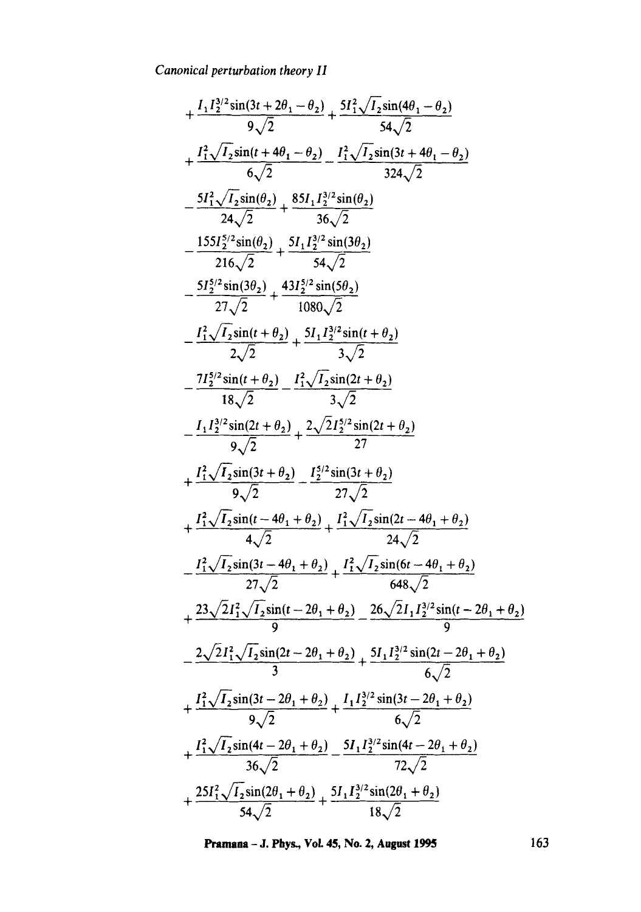$$
\begin{aligned}
&+\frac{I_1 I_2^{3/2}\sin(3t+2\theta_1-\theta_2)}{9\sqrt{2}}+\frac{5I_1^2\sqrt{I_2}\sin(4\theta_1-\theta_2)}{54\sqrt{2}}\\
&+\frac{I_1^2\sqrt{I_2}\sin(t+4\theta_1-\theta_2)}{6\sqrt{2}}-\frac{I_1^2\sqrt{I_2}\sin(3t+4\theta_1-\theta_2)}{324\sqrt{2}}\\
&-\frac{5I_1^2\sqrt{I_2}\sin(\theta_2)}{24\sqrt{2}}+\frac{85I_1 I_2^{3/2}\sin(\theta_2)}{36\sqrt{2}}\\
&-\frac{155I_2^{5/2}\sin(\theta_2)}{216\sqrt{2}}+\frac{5I_1 I_2^{3/2}\sin(3\theta_2)}{54\sqrt{2}}\\
&-\frac{5I_2^{5/2}\sin(3\theta_2)}{27\sqrt{2}}+\frac{43I_2^{5/2}\sin(5\theta_2)}{1080\sqrt{2}}\\
&-\frac{I_1^2\sqrt{I_2}\sin(t+\theta_2)}{2\sqrt{2}}+\frac{5I_1 I_2^{3/2}\sin(t+\theta_2)}{3\sqrt{2}}\\
&-\frac{7I_2^{5/2}\sin(t+\theta_2)}{18\sqrt{2}}-\frac{I_1^2\sqrt{I_2}\sin(2t+\theta_2)}{3\sqrt{2}}\\
&-\frac{I_1 I_2^{3/2}\sin(2t+\theta_2)}{9\sqrt{2}}+\frac{2\sqrt{2}I_2^{5/2}\sin(2t+\theta_2)}{27}\\
&+\frac{I_1^2\sqrt{I_2}\sin(3t+\theta_2)}{9\sqrt{2}}-\frac{I_2^{5/2}\sin(3t+\theta_2)}{27\sqrt{2}}\\
&+\frac{I_1^2\sqrt{I_2}\sin(t-4\theta_1+\theta_2)}{4\sqrt{2}}+\frac{I_1^2\sqrt{I_2}\sin(2t-4\theta_1+\theta_2)}{24\sqrt{2}}\\
&-\frac{I_1^2\sqrt{I_2}\sin(3t-4\theta_1+\theta_2)}{27\sqrt{2}}+\frac{I_1^2\sqrt{I_2}\sin(6t-4\theta_1+\theta_2)}{648\sqrt{2}}\\
&+\frac{23\sqrt{2}I_1^2\sqrt{I_2}\sin(t-2\theta_1+\theta_2)}{9}-\frac{26\sqrt{2}I_1 I_2^{3/2}\sin(t-2\theta_1+\theta_2)}{9}\\
&-\frac{2\sqrt{2}I_1^2\sqrt{I_2}\sin(2t-2\theta_1+\theta_2)}{3}+\frac{5I_1 I_2^{3/2}\sin(2t-2\theta_1+\theta_2)}{6\sqrt{2}}\\
&+\frac{I_1^2\sqrt{I_2}\sin(3t-2\theta_1+\theta_2)}{9\sqrt{2}}+\frac{I_1 I_2^{3/2}\sin(3t-2\theta_1+\theta_2)}{6\sqrt{2}}\\
&+\frac{I_1^2\sqrt{I_2}\sin(4t-2\theta_1+\theta_2)}{36\sqrt{2}}-\frac{5I_1 I_2^{3/2}\sin(4t-2\theta_1+\theta_2)}{72\sqrt{2}}\\
&+\frac{25I_1^2\sqrt{I_2}\sin(2\theta_1+\theta_2)}{54\sqrt{2}}+\frac{5I_1 I_2^{3/2}\sin(2\theta_1+\theta_2)}{18\sqrt{2}}
\end{aligned}
$$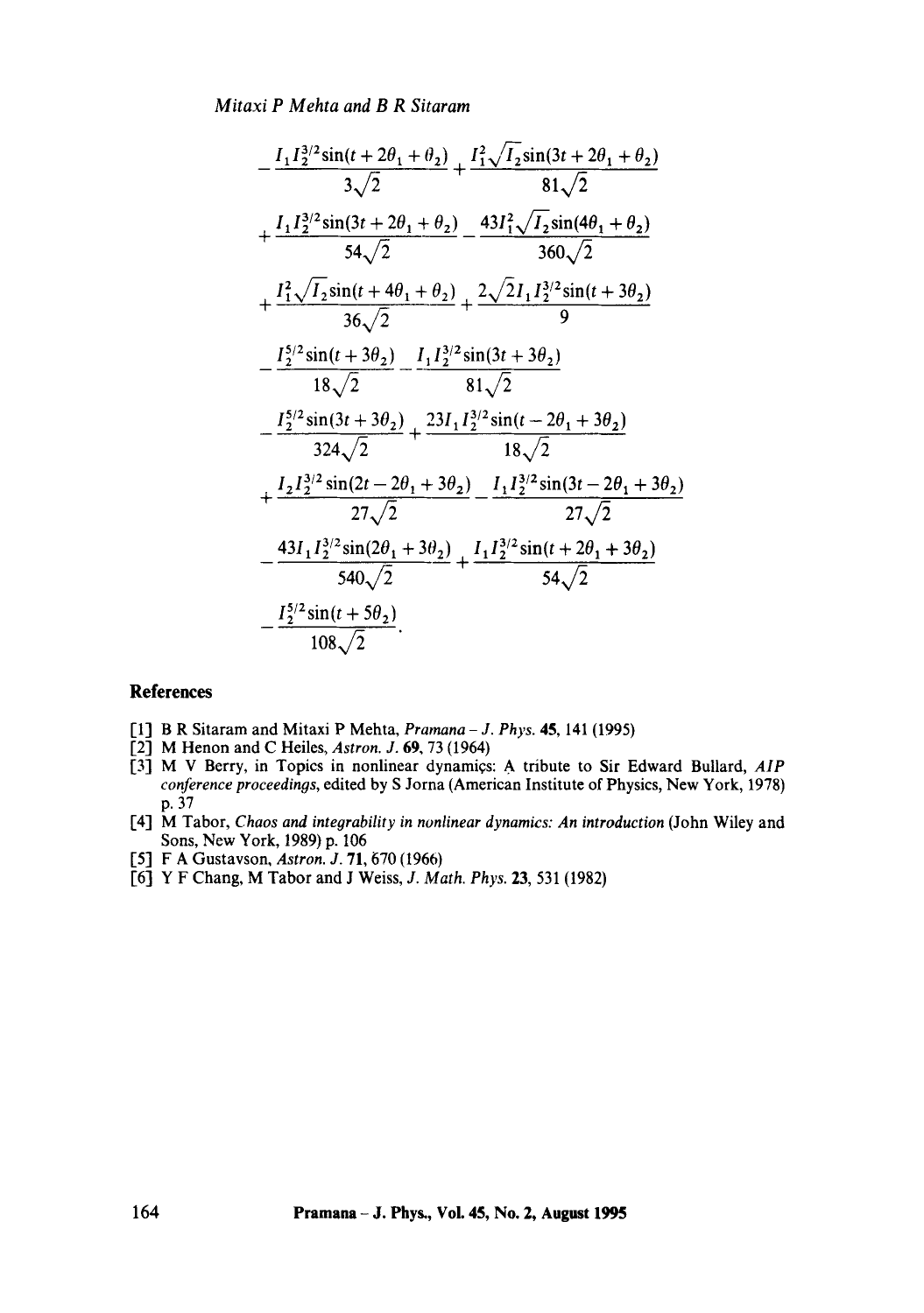$$
\begin{aligned}
&-\frac{I_1 I_2^{3/2}\sin(t+2\theta_1+\theta_2)}{3\sqrt{2}}+\frac{I_1^2\sqrt{I_2}\sin(3t+2\theta_1+\theta_2)}{81\sqrt{2}}\\
&+\frac{I_1 I_2^{3/2}\sin(3t+2\theta_1+\theta_2)}{54\sqrt{2}}-\frac{43 I_1^2\sqrt{I_2}\sin(4\theta_1+\theta_2)}{360\sqrt{2}}\\
&+\frac{I_1^2\sqrt{I_2}\sin(t+4\theta_1+\theta_2)}{36\sqrt{2}}+\frac{2\sqrt{2}I_1 I_2^{3/2}\sin(t+3\theta_2)}{9}\\
&-\frac{I_2^{5/2}\sin(t+3\theta_2)}{18\sqrt{2}}-\frac{I_1 I_2^{3/2}\sin(3t+3\theta_2)}{81\sqrt{2}}\\
&-\frac{I_2^{5/2}\sin(3t+3\theta_2)}{324\sqrt{2}}+\frac{23 I_1 I_2^{3/2}\sin(t-2\theta_1+3\theta_2)}{18\sqrt{2}}\\
&+\frac{I_2 I_2^{3/2}\sin(2t-2\theta_1+3\theta_2)}{27\sqrt{2}}-\frac{I_1 I_2^{3/2}\sin(3t-2\theta_1+3\theta_2)}{27\sqrt{2}}\\
&-\frac{43 I_1 I_2^{3/2}\sin(2\theta_1+3\theta_2)}{540\sqrt{2}}+\frac{I_1 I_2^{3/2}\sin(t+2\theta_1+3\theta_2)}{54\sqrt{2}}\\
&-\frac{I_2^{5/2}\sin(t+5\theta_2)}{108\sqrt{2}}.
\end{aligned}
$$

## References

[1] B R Sitaram and Mitaxi P Mehta, *Pramana – J. Phys.* **45**, 141 (1995)

[2] M Henon and C Heiles, *Astron. J.* **69**, 73 (1964)

[3] M V Berry, in Topics in nonlinear dynamics: A tribute to Sir Edward Bullard, *AIP conference proceedings*, edited by S Jorna (American Institute of Physics, New York, 1978) p. 37

[4] M Tabor, *Chaos and integrability in nonlinear dynamics: An introduction* (John Wiley and Sons, New York, 1989) p. 106

[5] F A Gustavson, *Astron. J.* **71**, 670 (1966)

[6] Y F Chang, M Tabor and J Weiss, *J. Math. Phys.* **23**, 531 (1982)